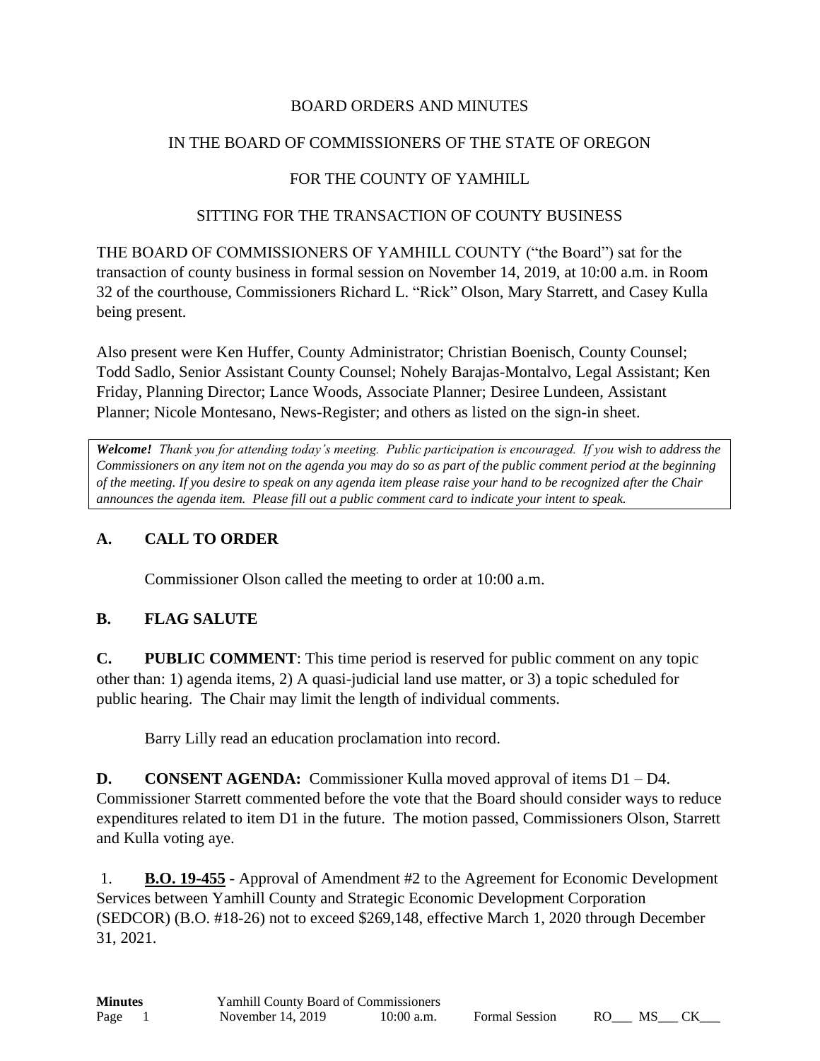BOARD ORDERS AND MINUTES

IN THE BOARD OF COMMISSIONERS OF THE STATE OF OREGON

FOR THE COUNTY OF YAMHILL

SITTING FOR THE TRANSACTION OF COUNTY BUSINESS

THE BOARD OF COMMISSIONERS OF YAMHILL COUNTY ("the Board") sat for the transaction of county business in formal session on November 14, 2019, at 10:00 a.m. in Room 32 of the courthouse, Commissioners Richard L. "Rick" Olson, Mary Starrett, and Casey Kulla being present.

Also present were Ken Huffer, County Administrator; Christian Boenisch, County Counsel; Todd Sadlo, Senior Assistant County Counsel; Nohely Barajas-Montalvo, Legal Assistant; Ken Friday, Planning Director; Lance Woods, Associate Planner; Desiree Lundeen, Assistant Planner; Nicole Montesano, News-Register; and others as listed on the sign-in sheet.

***Welcome!*** *Thank you for attending today's meeting. Public participation is encouraged. If you wish to address the Commissioners on any item not on the agenda you may do so as part of the public comment period at the beginning of the meeting. If you desire to speak on any agenda item please raise your hand to be recognized after the Chair announces the agenda item. Please fill out a public comment card to indicate your intent to speak.*

## A. CALL TO ORDER

Commissioner Olson called the meeting to order at 10:00 a.m.

## B. FLAG SALUTE

**C. PUBLIC COMMENT**: This time period is reserved for public comment on any topic other than: 1) agenda items, 2) A quasi-judicial land use matter, or 3) a topic scheduled for public hearing. The Chair may limit the length of individual comments.

Barry Lilly read an education proclamation into record.

**D. CONSENT AGENDA:** Commissioner Kulla moved approval of items D1 – D4. Commissioner Starrett commented before the vote that the Board should consider ways to reduce expenditures related to item D1 in the future. The motion passed, Commissioners Olson, Starrett and Kulla voting aye.

1. **B.O. 19-455** - Approval of Amendment #2 to the Agreement for Economic Development Services between Yamhill County and Strategic Economic Development Corporation (SEDCOR) (B.O. #18-26) not to exceed $269,148, effective March 1, 2020 through December 31, 2021.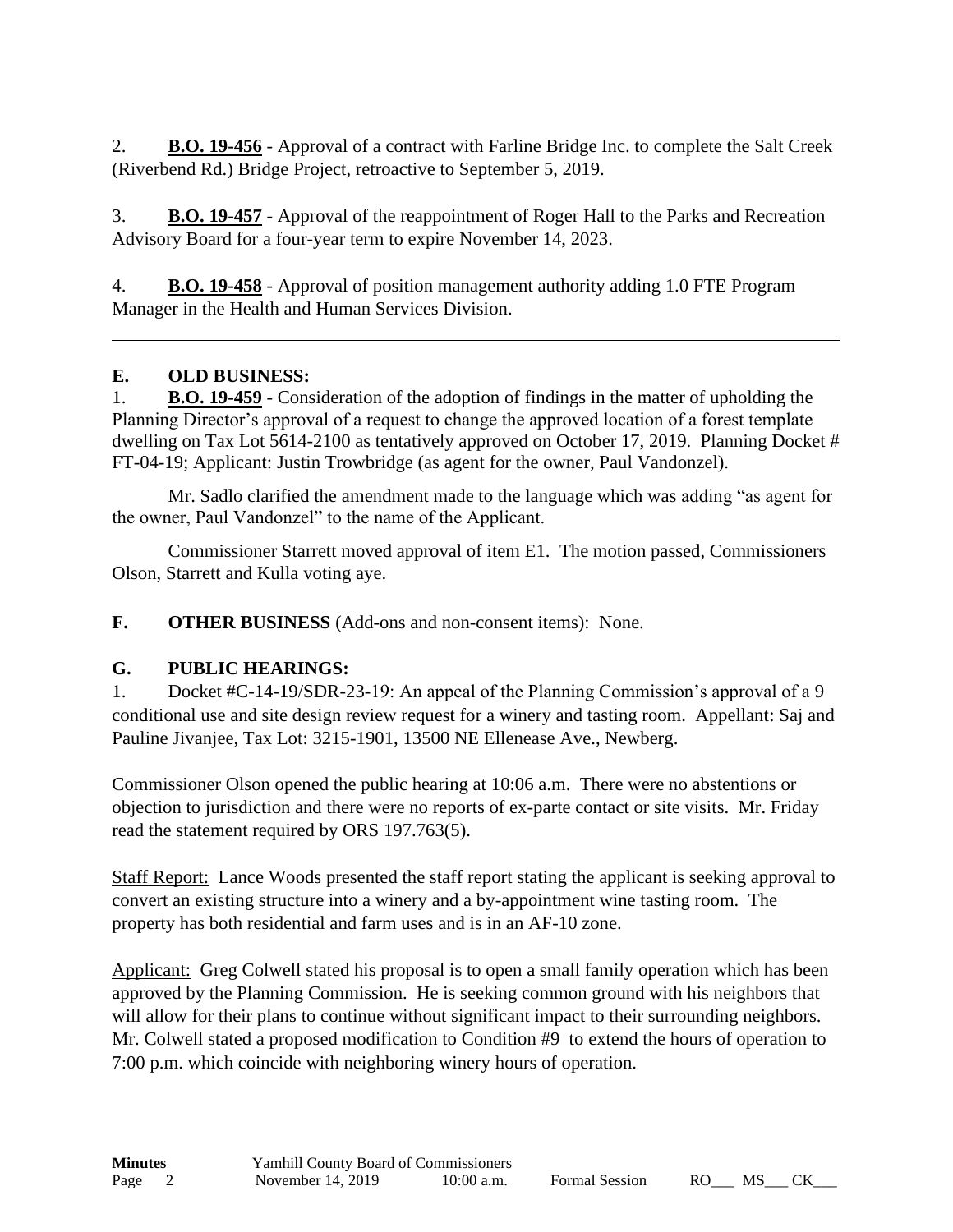2. **B.O. 19-456** - Approval of a contract with Farline Bridge Inc. to complete the Salt Creek (Riverbend Rd.) Bridge Project, retroactive to September 5, 2019.

3. **B.O. 19-457** - Approval of the reappointment of Roger Hall to the Parks and Recreation Advisory Board for a four-year term to expire November 14, 2023.

4. **B.O. 19-458** - Approval of position management authority adding 1.0 FTE Program Manager in the Health and Human Services Division.

---

**E. OLD BUSINESS:**

1. **B.O. 19-459** - Consideration of the adoption of findings in the matter of upholding the Planning Director's approval of a request to change the approved location of a forest template dwelling on Tax Lot 5614-2100 as tentatively approved on October 17, 2019. Planning Docket # FT-04-19; Applicant: Justin Trowbridge (as agent for the owner, Paul Vandonzel).

Mr. Sadlo clarified the amendment made to the language which was adding "as agent for the owner, Paul Vandonzel" to the name of the Applicant.

Commissioner Starrett moved approval of item E1. The motion passed, Commissioners Olson, Starrett and Kulla voting aye.

**F. OTHER BUSINESS** (Add-ons and non-consent items): None.

**G. PUBLIC HEARINGS:**

1. Docket #C-14-19/SDR-23-19: An appeal of the Planning Commission's approval of a 9 conditional use and site design review request for a winery and tasting room. Appellant: Saj and Pauline Jivanjee, Tax Lot: 3215-1901, 13500 NE Ellenease Ave., Newberg.

Commissioner Olson opened the public hearing at 10:06 a.m. There were no abstentions or objection to jurisdiction and there were no reports of ex-parte contact or site visits. Mr. Friday read the statement required by ORS 197.763(5).

Staff Report: Lance Woods presented the staff report stating the applicant is seeking approval to convert an existing structure into a winery and a by-appointment wine tasting room. The property has both residential and farm uses and is in an AF-10 zone.

Applicant: Greg Colwell stated his proposal is to open a small family operation which has been approved by the Planning Commission. He is seeking common ground with his neighbors that will allow for their plans to continue without significant impact to their surrounding neighbors. Mr. Colwell stated a proposed modification to Condition #9 to extend the hours of operation to 7:00 p.m. which coincide with neighboring winery hours of operation.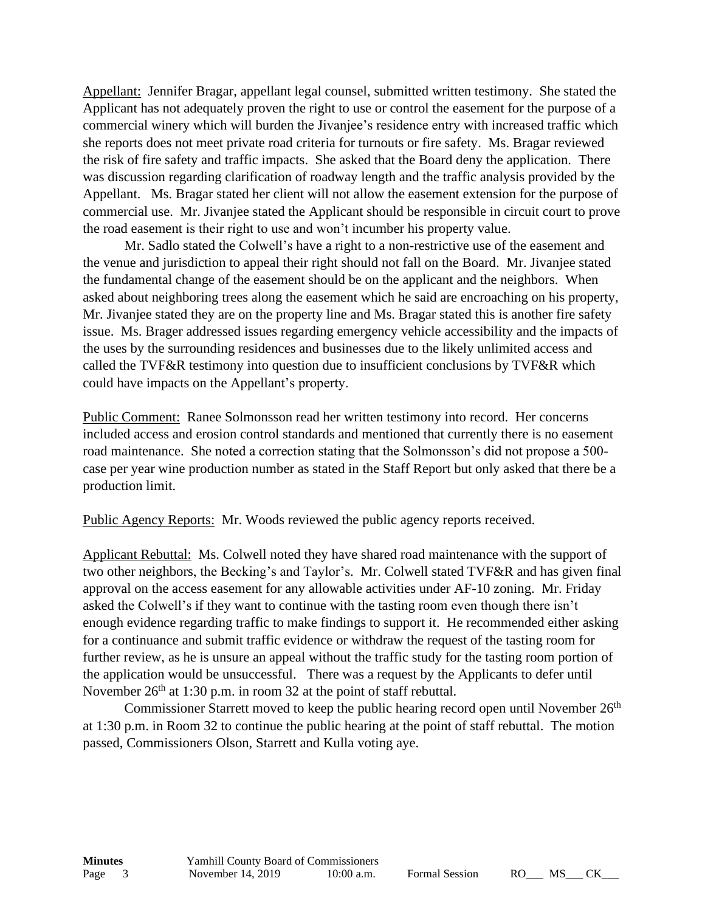Appellant: Jennifer Bragar, appellant legal counsel, submitted written testimony. She stated the Applicant has not adequately proven the right to use or control the easement for the purpose of a commercial winery which will burden the Jivanjee's residence entry with increased traffic which she reports does not meet private road criteria for turnouts or fire safety. Ms. Bragar reviewed the risk of fire safety and traffic impacts. She asked that the Board deny the application. There was discussion regarding clarification of roadway length and the traffic analysis provided by the Appellant. Ms. Bragar stated her client will not allow the easement extension for the purpose of commercial use. Mr. Jivanjee stated the Applicant should be responsible in circuit court to prove the road easement is their right to use and won't incumber his property value.

Mr. Sadlo stated the Colwell's have a right to a non-restrictive use of the easement and the venue and jurisdiction to appeal their right should not fall on the Board. Mr. Jivanjee stated the fundamental change of the easement should be on the applicant and the neighbors. When asked about neighboring trees along the easement which he said are encroaching on his property, Mr. Jivanjee stated they are on the property line and Ms. Bragar stated this is another fire safety issue. Ms. Brager addressed issues regarding emergency vehicle accessibility and the impacts of the uses by the surrounding residences and businesses due to the likely unlimited access and called the TVF&R testimony into question due to insufficient conclusions by TVF&R which could have impacts on the Appellant's property.

Public Comment: Ranee Solmonsson read her written testimony into record. Her concerns included access and erosion control standards and mentioned that currently there is no easement road maintenance. She noted a correction stating that the Solmonsson's did not propose a 500-case per year wine production number as stated in the Staff Report but only asked that there be a production limit.

Public Agency Reports: Mr. Woods reviewed the public agency reports received.

Applicant Rebuttal: Ms. Colwell noted they have shared road maintenance with the support of two other neighbors, the Becking's and Taylor's. Mr. Colwell stated TVF&R and has given final approval on the access easement for any allowable activities under AF-10 zoning. Mr. Friday asked the Colwell's if they want to continue with the tasting room even though there isn't enough evidence regarding traffic to make findings to support it. He recommended either asking for a continuance and submit traffic evidence or withdraw the request of the tasting room for further review, as he is unsure an appeal without the traffic study for the tasting room portion of the application would be unsuccessful. There was a request by the Applicants to defer until November 26th at 1:30 p.m. in room 32 at the point of staff rebuttal.

Commissioner Starrett moved to keep the public hearing record open until November 26th at 1:30 p.m. in Room 32 to continue the public hearing at the point of staff rebuttal. The motion passed, Commissioners Olson, Starrett and Kulla voting aye.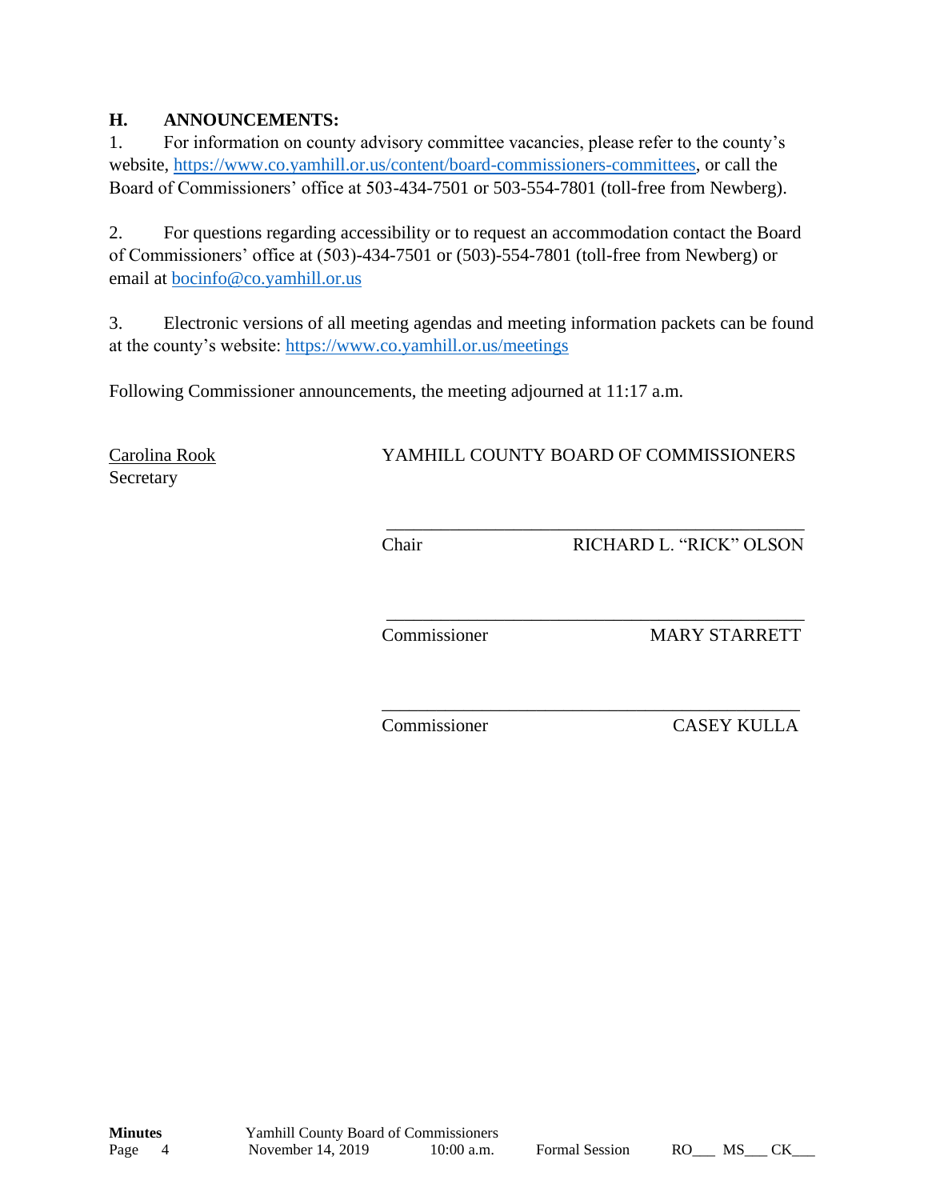## H. ANNOUNCEMENTS:

1. For information on county advisory committee vacancies, please refer to the county's website, https://www.co.yamhill.or.us/content/board-commissioners-committees, or call the Board of Commissioners' office at 503-434-7501 or 503-554-7801 (toll-free from Newberg).

2. For questions regarding accessibility or to request an accommodation contact the Board of Commissioners' office at (503)-434-7501 or (503)-554-7801 (toll-free from Newberg) or email at bocinfo@co.yamhill.or.us

3. Electronic versions of all meeting agendas and meeting information packets can be found at the county's website: https://www.co.yamhill.or.us/meetings

Following Commissioner announcements, the meeting adjourned at 11:17 a.m.

Carolina Rook
Secretary

YAMHILL COUNTY BOARD OF COMMISSIONERS

_____________________________________________
Chair RICHARD L. "RICK" OLSON

_____________________________________________
Commissioner MARY STARRETT

_____________________________________________
Commissioner CASEY KULLA